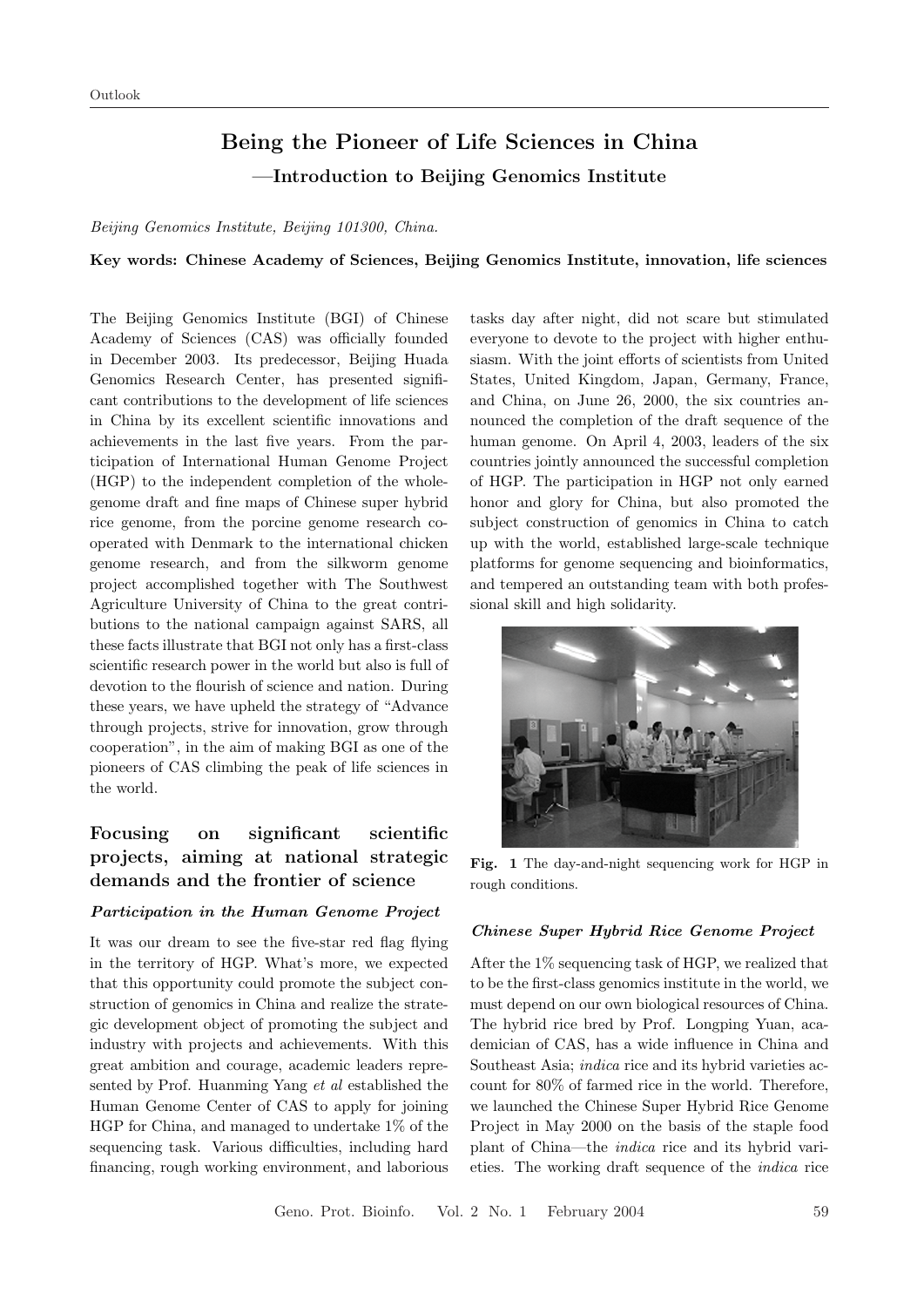# Being the Pioneer of Life Sciences in China

## —Introduction to Beijing Genomics Institute

*Beijing Genomics Institute, Beijing 101300, China.*

**Key words: Chinese Academy of Sciences, Beijing Genomics Institute, innovation, life sciences**

The Beijing Genomics Institute (BGI) of Chinese Academy of Sciences (CAS) was officially founded in December 2003. Its predecessor, Beijing Huada Genomics Research Center, has presented significant contributions to the development of life sciences in China by its excellent scientific innovations and achievements in the last five years. From the participation of International Human Genome Project (HGP) to the independent completion of the whole-genome draft and fine maps of Chinese super hybrid rice genome, from the porcine genome research cooperated with Denmark to the international chicken genome research, and from the silkworm genome project accomplished together with The Southwest Agriculture University of China to the great contributions to the national campaign against SARS, all these facts illustrate that BGI not only has a first-class scientific research power in the world but also is full of devotion to the flourish of science and nation. During these years, we have upheld the strategy of "Advance through projects, strive for innovation, grow through cooperation", in the aim of making BGI as one of the pioneers of CAS climbing the peak of life sciences in the world.

## Focusing on significant scientific projects, aiming at national strategic demands and the frontier of science

### *Participation in the Human Genome Project*

It was our dream to see the five-star red flag flying in the territory of HGP. What's more, we expected that this opportunity could promote the subject construction of genomics in China and realize the strategic development object of promoting the subject and industry with projects and achievements. With this great ambition and courage, academic leaders represented by Prof. Huanming Yang *et al* established the Human Genome Center of CAS to apply for joining HGP for China, and managed to undertake 1% of the sequencing task. Various difficulties, including hard financing, rough working environment, and laborious tasks day after night, did not scare but stimulated everyone to devote to the project with higher enthusiasm. With the joint efforts of scientists from United States, United Kingdom, Japan, Germany, France, and China, on June 26, 2000, the six countries announced the completion of the draft sequence of the human genome. On April 4, 2003, leaders of the six countries jointly announced the successful completion of HGP. The participation in HGP not only earned honor and glory for China, but also promoted the subject construction of genomics in China to catch up with the world, established large-scale technique platforms for genome sequencing and bioinformatics, and tempered an outstanding team with both professional skill and high solidarity.

**Fig. 1** The day-and-night sequencing work for HGP in rough conditions.

### *Chinese Super Hybrid Rice Genome Project*

After the 1% sequencing task of HGP, we realized that to be the first-class genomics institute in the world, we must depend on our own biological resources of China. The hybrid rice bred by Prof. Longping Yuan, academician of CAS, has a wide influence in China and Southeast Asia; *indica* rice and its hybrid varieties account for 80% of farmed rice in the world. Therefore, we launched the Chinese Super Hybrid Rice Genome Project in May 2000 on the basis of the staple food plant of China—the *indica* rice and its hybrid varieties. The working draft sequence of the *indica* rice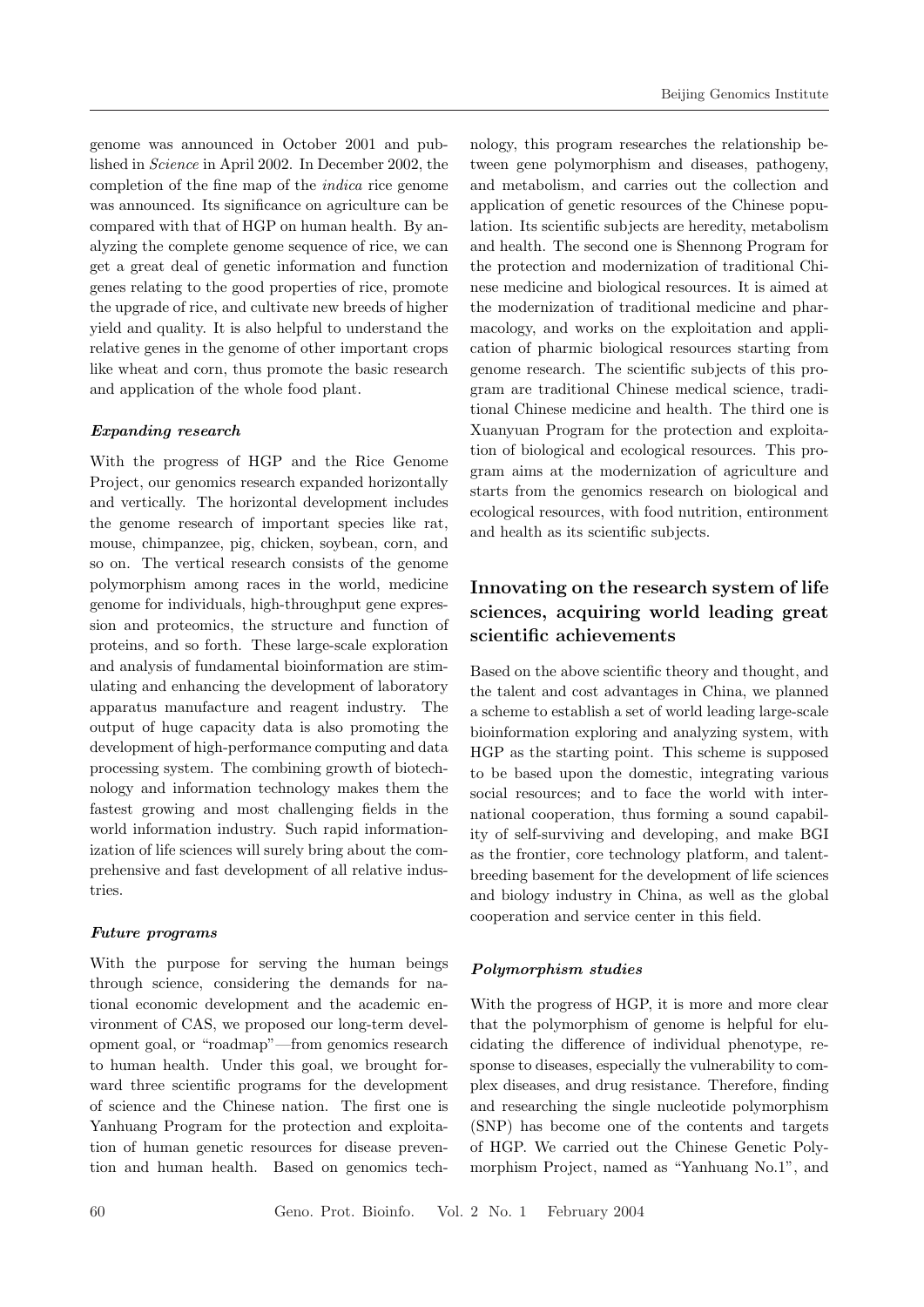genome was announced in October 2001 and published in *Science* in April 2002. In December 2002, the completion of the fine map of the *indica* rice genome was announced. Its significance on agriculture can be compared with that of HGP on human health. By analyzing the complete genome sequence of rice, we can get a great deal of genetic information and function genes relating to the good properties of rice, promote the upgrade of rice, and cultivate new breeds of higher yield and quality. It is also helpful to understand the relative genes in the genome of other important crops like wheat and corn, thus promote the basic research and application of the whole food plant.

### *Expanding research*

With the progress of HGP and the Rice Genome Project, our genomics research expanded horizontally and vertically. The horizontal development includes the genome research of important species like rat, mouse, chimpanzee, pig, chicken, soybean, corn, and so on. The vertical research consists of the genome polymorphism among races in the world, medicine genome for individuals, high-throughput gene expression and proteomics, the structure and function of proteins, and so forth. These large-scale exploration and analysis of fundamental bioinformation are stimulating and enhancing the development of laboratory apparatus manufacture and reagent industry. The output of huge capacity data is also promoting the development of high-performance computing and data processing system. The combining growth of biotechnology and information technology makes them the fastest growing and most challenging fields in the world information industry. Such rapid informationization of life sciences will surely bring about the comprehensive and fast development of all relative industries.

### *Future programs*

With the purpose for serving the human beings through science, considering the demands for national economic development and the academic environment of CAS, we proposed our long-term development goal, or "roadmap"—from genomics research to human health. Under this goal, we brought forward three scientific programs for the development of science and the Chinese nation. The first one is Yanhuang Program for the protection and exploitation of human genetic resources for disease prevention and human health. Based on genomics technology, this program researches the relationship between gene polymorphism and diseases, pathogeny, and metabolism, and carries out the collection and application of genetic resources of the Chinese population. Its scientific subjects are heredity, metabolism and health. The second one is Shennong Program for the protection and modernization of traditional Chinese medicine and biological resources. It is aimed at the modernization of traditional medicine and pharmacology, and works on the exploitation and application of pharmic biological resources starting from genome research. The scientific subjects of this program are traditional Chinese medical science, traditional Chinese medicine and health. The third one is Xuanyuan Program for the protection and exploitation of biological and ecological resources. This program aims at the modernization of agriculture and starts from the genomics research on biological and ecological resources, with food nutrition, entironment and health as its scientific subjects.

## Innovating on the research system of life sciences, acquiring world leading great scientific achievements

Based on the above scientific theory and thought, and the talent and cost advantages in China, we planned a scheme to establish a set of world leading large-scale bioinformation exploring and analyzing system, with HGP as the starting point. This scheme is supposed to be based upon the domestic, integrating various social resources; and to face the world with international cooperation, thus forming a sound capability of self-surviving and developing, and make BGI as the frontier, core technology platform, and talent-breeding basement for the development of life sciences and biology industry in China, as well as the global cooperation and service center in this field.

### *Polymorphism studies*

With the progress of HGP, it is more and more clear that the polymorphism of genome is helpful for elucidating the difference of individual phenotype, response to diseases, especially the vulnerability to complex diseases, and drug resistance. Therefore, finding and researching the single nucleotide polymorphism (SNP) has become one of the contents and targets of HGP. We carried out the Chinese Genetic Polymorphism Project, named as "Yanhuang No.1", and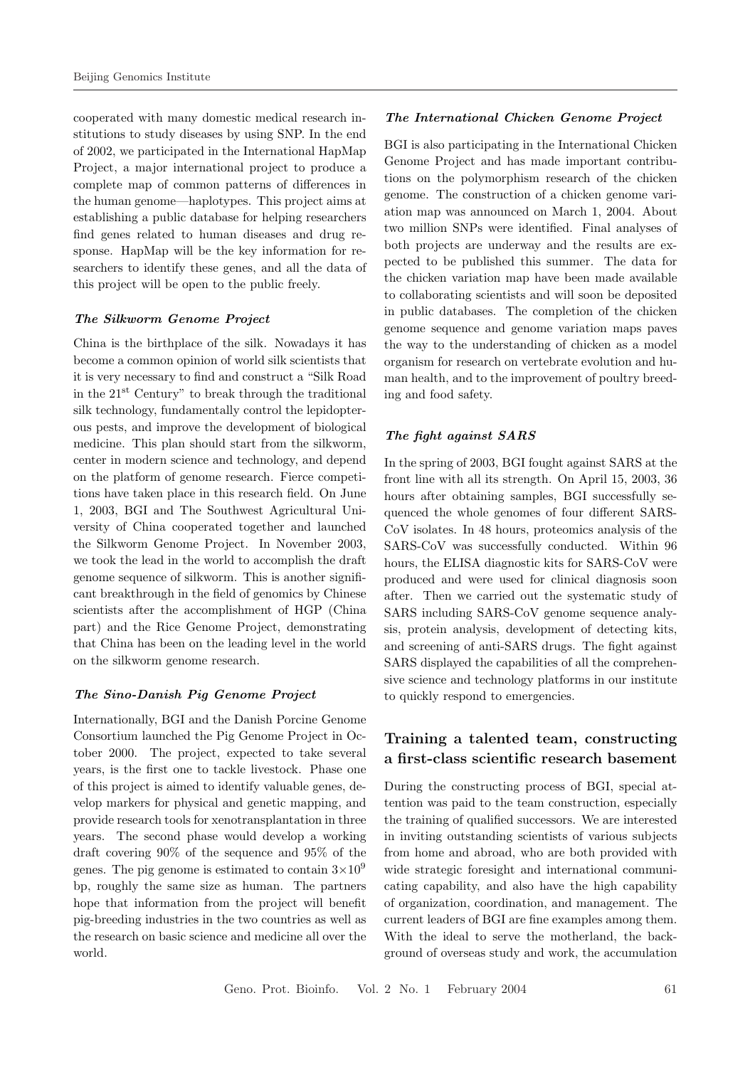cooperated with many domestic medical research institutions to study diseases by using SNP. In the end of 2002, we participated in the International HapMap Project, a major international project to produce a complete map of common patterns of differences in the human genome—haplotypes. This project aims at establishing a public database for helping researchers find genes related to human diseases and drug response. HapMap will be the key information for researchers to identify these genes, and all the data of this project will be open to the public freely.

### *The Silkworm Genome Project*

China is the birthplace of the silk. Nowadays it has become a common opinion of world silk scientists that it is very necessary to find and construct a "Silk Road in the 21$^{st}$ Century" to break through the traditional silk technology, fundamentally control the lepidopterous pests, and improve the development of biological medicine. This plan should start from the silkworm, center in modern science and technology, and depend on the platform of genome research. Fierce competitions have taken place in this research field. On June 1, 2003, BGI and The Southwest Agricultural University of China cooperated together and launched the Silkworm Genome Project. In November 2003, we took the lead in the world to accomplish the draft genome sequence of silkworm. This is another significant breakthrough in the field of genomics by Chinese scientists after the accomplishment of HGP (China part) and the Rice Genome Project, demonstrating that China has been on the leading level in the world on the silkworm genome research.

### *The Sino-Danish Pig Genome Project*

Internationally, BGI and the Danish Porcine Genome Consortium launched the Pig Genome Project in October 2000. The project, expected to take several years, is the first one to tackle livestock. Phase one of this project is aimed to identify valuable genes, develop markers for physical and genetic mapping, and provide research tools for xenotransplantation in three years. The second phase would develop a working draft covering 90% of the sequence and 95% of the genes. The pig genome is estimated to contain $3\times10^9$ bp, roughly the same size as human. The partners hope that information from the project will benefit pig-breeding industries in the two countries as well as the research on basic science and medicine all over the world.

### *The International Chicken Genome Project*

BGI is also participating in the International Chicken Genome Project and has made important contributions on the polymorphism research of the chicken genome. The construction of a chicken genome variation map was announced on March 1, 2004. About two million SNPs were identified. Final analyses of both projects are underway and the results are expected to be published this summer. The data for the chicken variation map have been made available to collaborating scientists and will soon be deposited in public databases. The completion of the chicken genome sequence and genome variation maps paves the way to the understanding of chicken as a model organism for research on vertebrate evolution and human health, and to the improvement of poultry breeding and food safety.

### *The fight against SARS*

In the spring of 2003, BGI fought against SARS at the front line with all its strength. On April 15, 2003, 36 hours after obtaining samples, BGI successfully sequenced the whole genomes of four different SARS-CoV isolates. In 48 hours, proteomics analysis of the SARS-CoV was successfully conducted. Within 96 hours, the ELISA diagnostic kits for SARS-CoV were produced and were used for clinical diagnosis soon after. Then we carried out the systematic study of SARS including SARS-CoV genome sequence analysis, protein analysis, development of detecting kits, and screening of anti-SARS drugs. The fight against SARS displayed the capabilities of all the comprehensive science and technology platforms in our institute to quickly respond to emergencies.

## Training a talented team, constructing a first-class scientific research basement

During the constructing process of BGI, special attention was paid to the team construction, especially the training of qualified successors. We are interested in inviting outstanding scientists of various subjects from home and abroad, who are both provided with wide strategic foresight and international communicating capability, and also have the high capability of organization, coordination, and management. The current leaders of BGI are fine examples among them. With the ideal to serve the motherland, the background of overseas study and work, the accumulation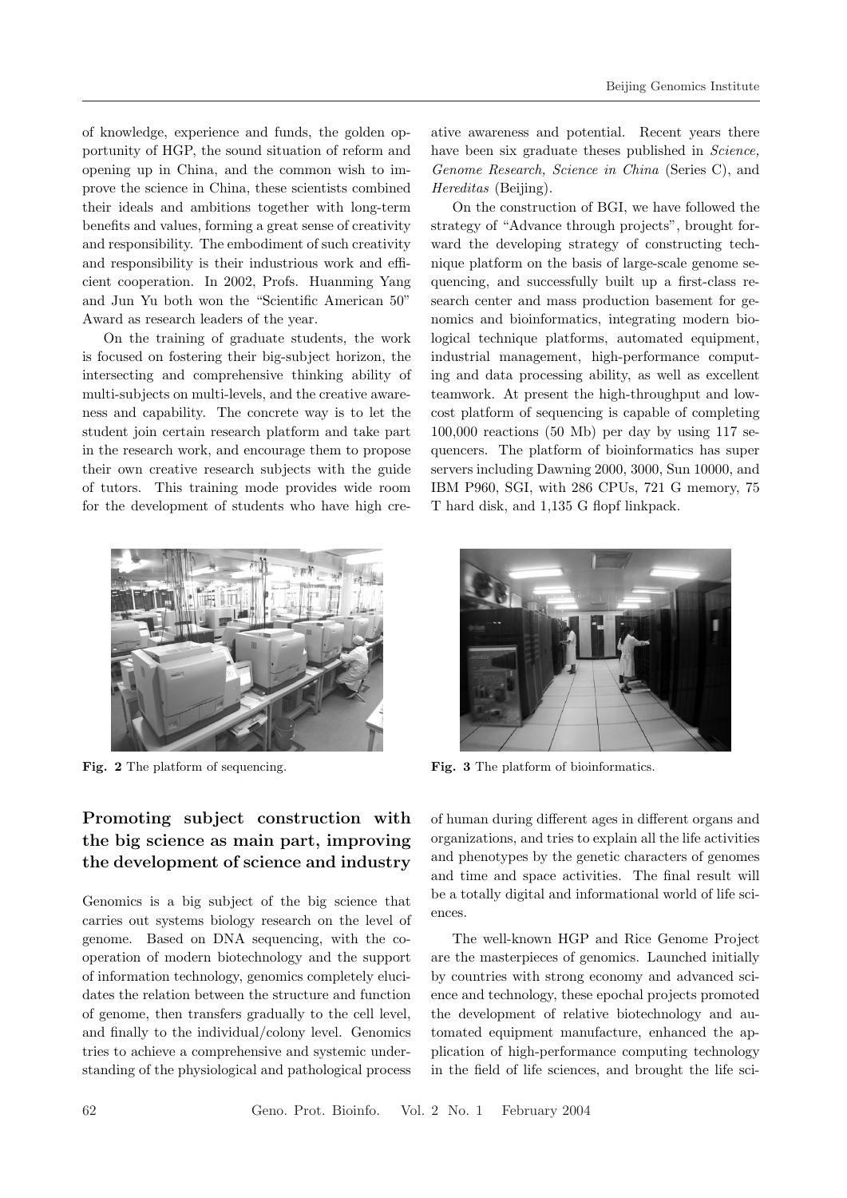of knowledge, experience and funds, the golden opportunity of HGP, the sound situation of reform and opening up in China, and the common wish to improve the science in China, these scientists combined their ideals and ambitions together with long-term benefits and values, forming a great sense of creativity and responsibility. The embodiment of such creativity and responsibility is their industrious work and efficient cooperation. In 2002, Profs. Huanming Yang and Jun Yu both won the "Scientific American 50" Award as research leaders of the year.

On the training of graduate students, the work is focused on fostering their big-subject horizon, the intersecting and comprehensive thinking ability of multi-subjects on multi-levels, and the creative awareness and capability. The concrete way is to let the student join certain research platform and take part in the research work, and encourage them to propose their own creative research subjects with the guide of tutors. This training mode provides wide room for the development of students who have high creative awareness and potential. Recent years there have been six graduate theses published in *Science, Genome Research, Science in China* (Series C), and *Hereditas* (Beijing).

On the construction of BGI, we have followed the strategy of "Advance through projects", brought forward the developing strategy of constructing technique platform on the basis of large-scale genome sequencing, and successfully built up a first-class research center and mass production basement for genomics and bioinformatics, integrating modern biological technique platforms, automated equipment, industrial management, high-performance computing and data processing ability, as well as excellent teamwork. At present the high-throughput and low-cost platform of sequencing is capable of completing 100,000 reactions (50 Mb) per day by using 117 sequencers. The platform of bioinformatics has super servers including Dawning 2000, 3000, Sun 10000, and IBM P960, SGI, with 286 CPUs, 721 G memory, 75 T hard disk, and 1,135 G flopf linkpack.

**Fig. 2** The platform of sequencing.

**Fig. 3** The platform of bioinformatics.

## Promoting subject construction with the big science as main part, improving the development of science and industry

Genomics is a big subject of the big science that carries out systems biology research on the level of genome. Based on DNA sequencing, with the cooperation of modern biotechnology and the support of information technology, genomics completely elucidates the relation between the structure and function of genome, then transfers gradually to the cell level, and finally to the individual/colony level. Genomics tries to achieve a comprehensive and systemic understanding of the physiological and pathological process of human during different ages in different organs and organizations, and tries to explain all the life activities and phenotypes by the genetic characters of genomes and time and space activities. The final result will be a totally digital and informational world of life sciences.

The well-known HGP and Rice Genome Project are the masterpieces of genomics. Launched initially by countries with strong economy and advanced science and technology, these epochal projects promoted the development of relative biotechnology and automated equipment manufacture, enhanced the application of high-performance computing technology in the field of life sciences, and brought the life sci-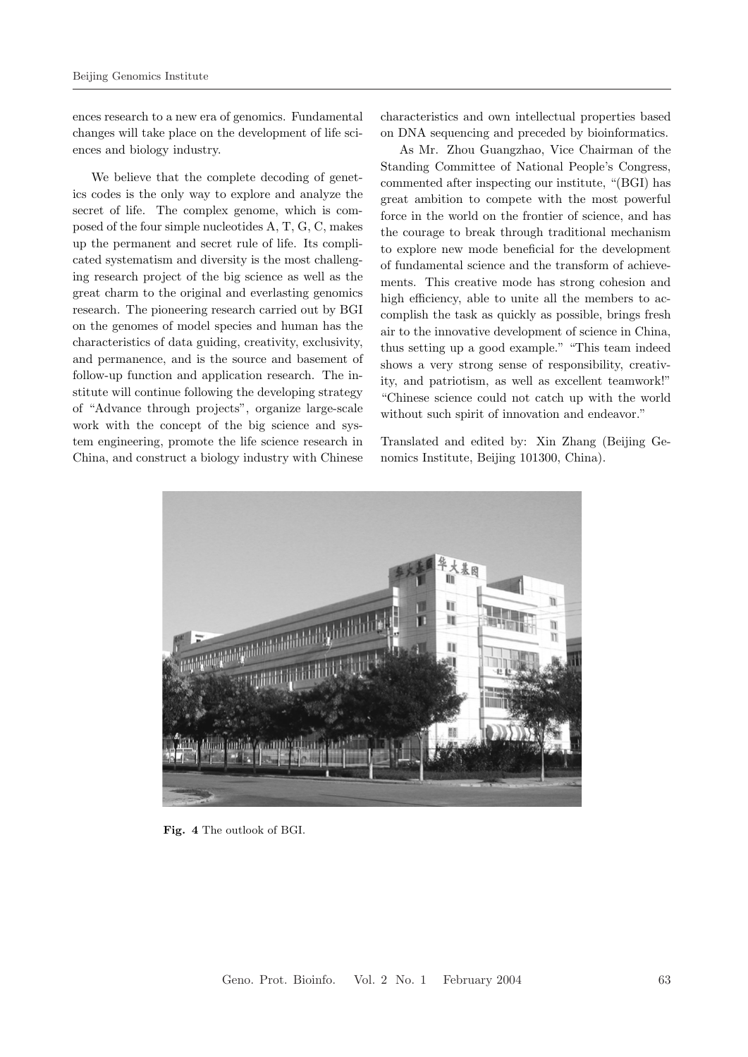ences research to a new era of genomics. Fundamental changes will take place on the development of life sciences and biology industry.

We believe that the complete decoding of genetics codes is the only way to explore and analyze the secret of life. The complex genome, which is composed of the four simple nucleotides A, T, G, C, makes up the permanent and secret rule of life. Its complicated systematism and diversity is the most challenging research project of the big science as well as the great charm to the original and everlasting genomics research. The pioneering research carried out by BGI on the genomes of model species and human has the characteristics of data guiding, creativity, exclusivity, and permanence, and is the source and basement of follow-up function and application research. The institute will continue following the developing strategy of "Advance through projects", organize large-scale work with the concept of the big science and system engineering, promote the life science research in China, and construct a biology industry with Chinese characteristics and own intellectual properties based on DNA sequencing and preceded by bioinformatics.

As Mr. Zhou Guangzhao, Vice Chairman of the Standing Committee of National People's Congress, commented after inspecting our institute, "(BGI) has great ambition to compete with the most powerful force in the world on the frontier of science, and has the courage to break through traditional mechanism to explore new mode beneficial for the development of fundamental science and the transform of achievements. This creative mode has strong cohesion and high efficiency, able to unite all the members to accomplish the task as quickly as possible, brings fresh air to the innovative development of science in China, thus setting up a good example." "This team indeed shows a very strong sense of responsibility, creativity, and patriotism, as well as excellent teamwork!" "Chinese science could not catch up with the world without such spirit of innovation and endeavor."

Translated and edited by: Xin Zhang (Beijing Genomics Institute, Beijing 101300, China).

**Fig. 4** The outlook of BGI.